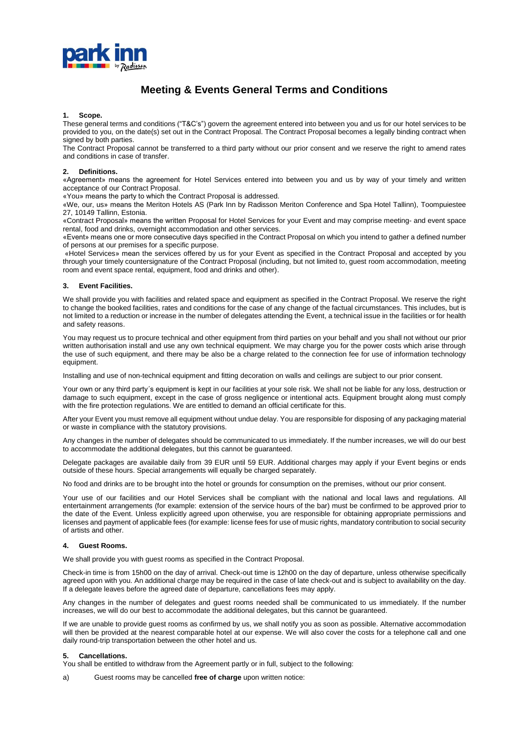# Meeting & Events General Terms and Conditions

## 1. Scope.

These general terms and conditions ("T&C's") govern the agreement entered into between you and us for our hotel services to be provided to you, on the date(s) set out in the Contract Proposal. The Contract Proposal becomes a legally binding contract when signed by both parties.

The Contract Proposal cannot be transferred to a third party without our prior consent and we reserve the right to amend rates and conditions in case of transfer.

## 2. Definitions.

«Agreement» means the agreement for Hotel Services entered into between you and us by way of your timely and written acceptance of our Contract Proposal.

«You» means the party to which the Contract Proposal is addressed.

«We, our, us» means the Meriton Hotels AS (Park Inn by Radisson Meriton Conference and Spa Hotel Tallinn), Toompuiestee 27, 10149 Tallinn, Estonia.

«Contract Proposal» means the written Proposal for Hotel Services for your Event and may comprise meeting- and event space rental, food and drinks, overnight accommodation and other services.

«Event» means one or more consecutive days specified in the Contract Proposal on which you intend to gather a defined number of persons at our premises for a specific purpose.

«Hotel Services» mean the services offered by us for your Event as specified in the Contract Proposal and accepted by you through your timely countersignature of the Contract Proposal (including, but not limited to, guest room accommodation, meeting room and event space rental, equipment, food and drinks and other).

## 3. Event Facilities.

We shall provide you with facilities and related space and equipment as specified in the Contract Proposal. We reserve the right to change the booked facilities, rates and conditions for the case of any change of the factual circumstances. This includes, but is not limited to a reduction or increase in the number of delegates attending the Event, a technical issue in the facilities or for health and safety reasons.

You may request us to procure technical and other equipment from third parties on your behalf and you shall not without our prior written authorisation install and use any own technical equipment. We may charge you for the power costs which arise through the use of such equipment, and there may be also be a charge related to the connection fee for use of information technology equipment.

Installing and use of non-technical equipment and fitting decoration on walls and ceilings are subject to our prior consent.

Your own or any third party´s equipment is kept in our facilities at your sole risk. We shall not be liable for any loss, destruction or damage to such equipment, except in the case of gross negligence or intentional acts. Equipment brought along must comply with the fire protection regulations. We are entitled to demand an official certificate for this.

After your Event you must remove all equipment without undue delay. You are responsible for disposing of any packaging material or waste in compliance with the statutory provisions.

Any changes in the number of delegates should be communicated to us immediately. If the number increases, we will do our best to accommodate the additional delegates, but this cannot be guaranteed.

Delegate packages are available daily from 39 EUR until 59 EUR. Additional charges may apply if your Event begins or ends outside of these hours. Special arrangements will equally be charged separately.

No food and drinks are to be brought into the hotel or grounds for consumption on the premises, without our prior consent.

Your use of our facilities and our Hotel Services shall be compliant with the national and local laws and regulations. All entertainment arrangements (for example: extension of the service hours of the bar) must be confirmed to be approved prior to the date of the Event. Unless explicitly agreed upon otherwise, you are responsible for obtaining appropriate permissions and licenses and payment of applicable fees (for example: license fees for use of music rights, mandatory contribution to social security of artists and other.

## 4. Guest Rooms.

We shall provide you with guest rooms as specified in the Contract Proposal.

Check-in time is from 15h00 on the day of arrival. Check-out time is 12h00 on the day of departure, unless otherwise specifically agreed upon with you. An additional charge may be required in the case of late check-out and is subject to availability on the day. If a delegate leaves before the agreed date of departure, cancellations fees may apply.

Any changes in the number of delegates and guest rooms needed shall be communicated to us immediately. If the number increases, we will do our best to accommodate the additional delegates, but this cannot be guaranteed.

If we are unable to provide guest rooms as confirmed by us, we shall notify you as soon as possible. Alternative accommodation will then be provided at the nearest comparable hotel at our expense. We will also cover the costs for a telephone call and one daily round-trip transportation between the other hotel and us.

## 5. Cancellations.

You shall be entitled to withdraw from the Agreement partly or in full, subject to the following:

a) Guest rooms may be cancelled **free of charge** upon written notice: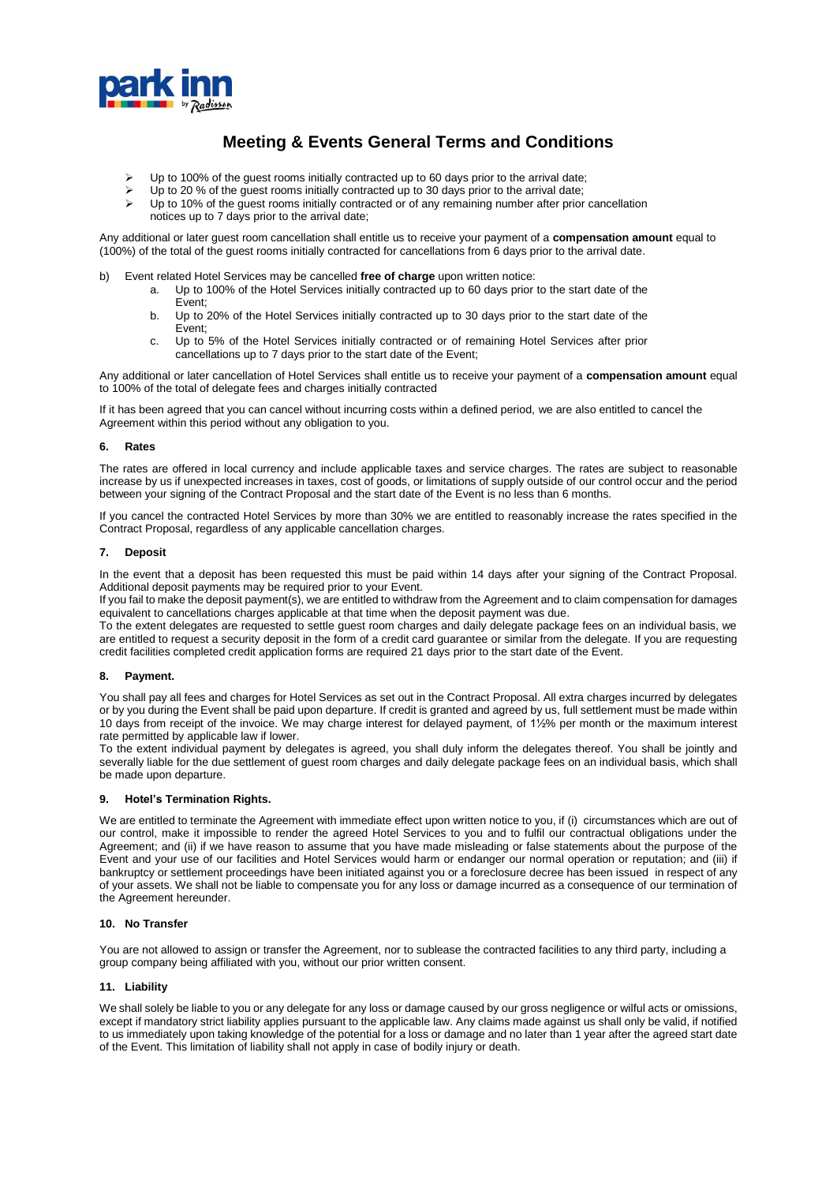# Meeting & Events General Terms and Conditions

- Up to 100% of the guest rooms initially contracted up to 60 days prior to the arrival date;
- Up to 20 % of the guest rooms initially contracted up to 30 days prior to the arrival date;
- Up to 10% of the guest rooms initially contracted or of any remaining number after prior cancellation notices up to 7 days prior to the arrival date;

Any additional or later guest room cancellation shall entitle us to receive your payment of a **compensation amount** equal to (100%) of the total of the guest rooms initially contracted for cancellations from 6 days prior to the arrival date.

b) Event related Hotel Services may be cancelled **free of charge** upon written notice:

   a. Up to 100% of the Hotel Services initially contracted up to 60 days prior to the start date of the Event;
   b. Up to 20% of the Hotel Services initially contracted up to 30 days prior to the start date of the Event;
   c. Up to 5% of the Hotel Services initially contracted or of remaining Hotel Services after prior cancellations up to 7 days prior to the start date of the Event;

Any additional or later cancellation of Hotel Services shall entitle us to receive your payment of a **compensation amount** equal to 100% of the total of delegate fees and charges initially contracted

If it has been agreed that you can cancel without incurring costs within a defined period, we are also entitled to cancel the Agreement within this period without any obligation to you.

### 6. Rates

The rates are offered in local currency and include applicable taxes and service charges. The rates are subject to reasonable increase by us if unexpected increases in taxes, cost of goods, or limitations of supply outside of our control occur and the period between your signing of the Contract Proposal and the start date of the Event is no less than 6 months.

If you cancel the contracted Hotel Services by more than 30% we are entitled to reasonably increase the rates specified in the Contract Proposal, regardless of any applicable cancellation charges.

### 7. Deposit

In the event that a deposit has been requested this must be paid within 14 days after your signing of the Contract Proposal. Additional deposit payments may be required prior to your Event.
If you fail to make the deposit payment(s), we are entitled to withdraw from the Agreement and to claim compensation for damages equivalent to cancellations charges applicable at that time when the deposit payment was due.
To the extent delegates are requested to settle guest room charges and daily delegate package fees on an individual basis, we are entitled to request a security deposit in the form of a credit card guarantee or similar from the delegate. If you are requesting credit facilities completed credit application forms are required 21 days prior to the start date of the Event.

### 8. Payment.

You shall pay all fees and charges for Hotel Services as set out in the Contract Proposal. All extra charges incurred by delegates or by you during the Event shall be paid upon departure. If credit is granted and agreed by us, full settlement must be made within 10 days from receipt of the invoice. We may charge interest for delayed payment, of 1½% per month or the maximum interest rate permitted by applicable law if lower.
To the extent individual payment by delegates is agreed, you shall duly inform the delegates thereof. You shall be jointly and severally liable for the due settlement of guest room charges and daily delegate package fees on an individual basis, which shall be made upon departure.

### 9. Hotel's Termination Rights.

We are entitled to terminate the Agreement with immediate effect upon written notice to you, if (i) circumstances which are out of our control, make it impossible to render the agreed Hotel Services to you and to fulfil our contractual obligations under the Agreement; and (ii) if we have reason to assume that you have made misleading or false statements about the purpose of the Event and your use of our facilities and Hotel Services would harm or endanger our normal operation or reputation; and (iii) if bankruptcy or settlement proceedings have been initiated against you or a foreclosure decree has been issued in respect of any of your assets. We shall not be liable to compensate you for any loss or damage incurred as a consequence of our termination of the Agreement hereunder.

### 10. No Transfer

You are not allowed to assign or transfer the Agreement, nor to sublease the contracted facilities to any third party, including a group company being affiliated with you, without our prior written consent.

### 11. Liability

We shall solely be liable to you or any delegate for any loss or damage caused by our gross negligence or wilful acts or omissions, except if mandatory strict liability applies pursuant to the applicable law. Any claims made against us shall only be valid, if notified to us immediately upon taking knowledge of the potential for a loss or damage and no later than 1 year after the agreed start date of the Event. This limitation of liability shall not apply in case of bodily injury or death.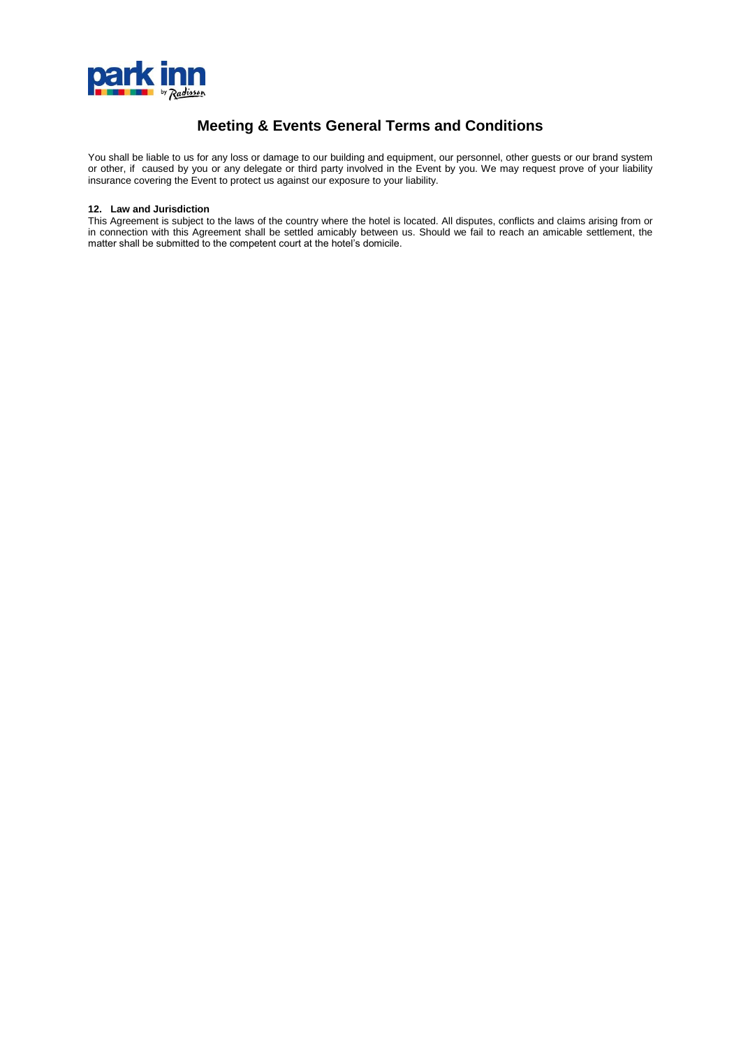# Meeting & Events General Terms and Conditions

You shall be liable to us for any loss or damage to our building and equipment, our personnel, other guests or our brand system or other, if caused by you or any delegate or third party involved in the Event by you. We may request prove of your liability insurance covering the Event to protect us against our exposure to your liability.

**12. Law and Jurisdiction**

This Agreement is subject to the laws of the country where the hotel is located. All disputes, conflicts and claims arising from or in connection with this Agreement shall be settled amicably between us. Should we fail to reach an amicable settlement, the matter shall be submitted to the competent court at the hotel's domicile.